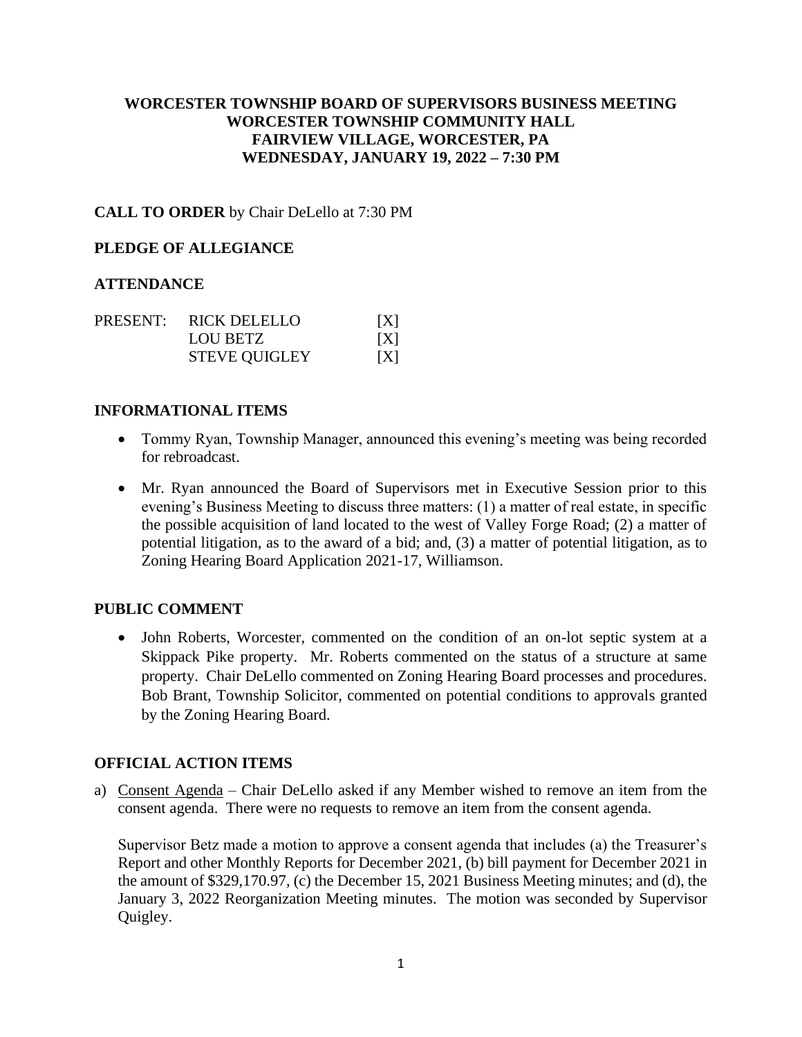# WORCESTER TOWNSHIP BOARD OF SUPERVISORS BUSINESS MEETING
# WORCESTER TOWNSHIP COMMUNITY HALL
# FAIRVIEW VILLAGE, WORCESTER, PA
# WEDNESDAY, JANUARY 19, 2022 – 7:30 PM

**CALL TO ORDER** by Chair DeLello at 7:30 PM

**PLEDGE OF ALLEGIANCE**

**ATTENDANCE**

| PRESENT: | RICK DELELLO | [X] |
|---|---|---|
| | LOU BETZ | [X] |
| | STEVE QUIGLEY | [X] |

## INFORMATIONAL ITEMS

- Tommy Ryan, Township Manager, announced this evening's meeting was being recorded for rebroadcast.
- Mr. Ryan announced the Board of Supervisors met in Executive Session prior to this evening's Business Meeting to discuss three matters: (1) a matter of real estate, in specific the possible acquisition of land located to the west of Valley Forge Road; (2) a matter of potential litigation, as to the award of a bid; and, (3) a matter of potential litigation, as to Zoning Hearing Board Application 2021-17, Williamson.

## PUBLIC COMMENT

- John Roberts, Worcester, commented on the condition of an on-lot septic system at a Skippack Pike property. Mr. Roberts commented on the status of a structure at same property. Chair DeLello commented on Zoning Hearing Board processes and procedures. Bob Brant, Township Solicitor, commented on potential conditions to approvals granted by the Zoning Hearing Board.

## OFFICIAL ACTION ITEMS

a) Consent Agenda – Chair DeLello asked if any Member wished to remove an item from the consent agenda. There were no requests to remove an item from the consent agenda.

   Supervisor Betz made a motion to approve a consent agenda that includes (a) the Treasurer's Report and other Monthly Reports for December 2021, (b) bill payment for December 2021 in the amount of $329,170.97, (c) the December 15, 2021 Business Meeting minutes; and (d), the January 3, 2022 Reorganization Meeting minutes. The motion was seconded by Supervisor Quigley.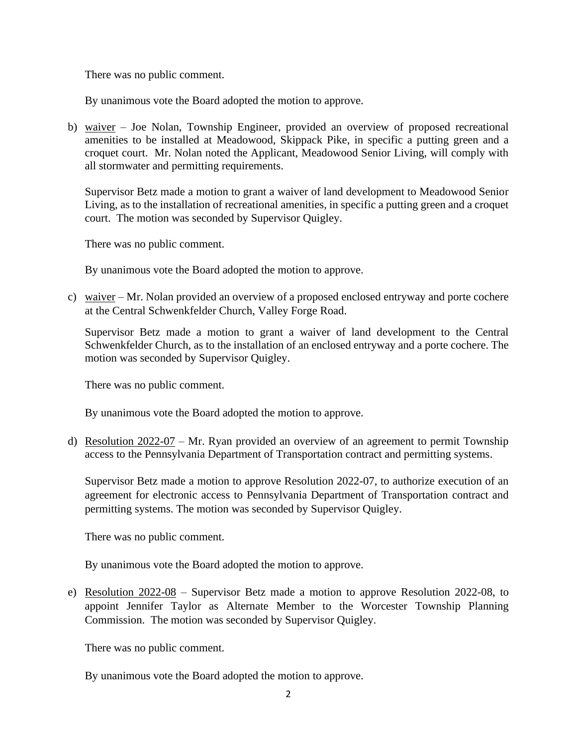There was no public comment.

By unanimous vote the Board adopted the motion to approve.

b) <u>waiver</u> – Joe Nolan, Township Engineer, provided an overview of proposed recreational amenities to be installed at Meadowood, Skippack Pike, in specific a putting green and a croquet court. Mr. Nolan noted the Applicant, Meadowood Senior Living, will comply with all stormwater and permitting requirements.

   Supervisor Betz made a motion to grant a waiver of land development to Meadowood Senior Living, as to the installation of recreational amenities, in specific a putting green and a croquet court. The motion was seconded by Supervisor Quigley.

   There was no public comment.

   By unanimous vote the Board adopted the motion to approve.

c) <u>waiver</u> – Mr. Nolan provided an overview of a proposed enclosed entryway and porte cochere at the Central Schwenkfelder Church, Valley Forge Road.

   Supervisor Betz made a motion to grant a waiver of land development to the Central Schwenkfelder Church, as to the installation of an enclosed entryway and a porte cochere. The motion was seconded by Supervisor Quigley.

   There was no public comment.

   By unanimous vote the Board adopted the motion to approve.

d) <u>Resolution 2022-07</u> – Mr. Ryan provided an overview of an agreement to permit Township access to the Pennsylvania Department of Transportation contract and permitting systems.

   Supervisor Betz made a motion to approve Resolution 2022-07, to authorize execution of an agreement for electronic access to Pennsylvania Department of Transportation contract and permitting systems. The motion was seconded by Supervisor Quigley.

   There was no public comment.

   By unanimous vote the Board adopted the motion to approve.

e) <u>Resolution 2022-08</u> – Supervisor Betz made a motion to approve Resolution 2022-08, to appoint Jennifer Taylor as Alternate Member to the Worcester Township Planning Commission. The motion was seconded by Supervisor Quigley.

   There was no public comment.

   By unanimous vote the Board adopted the motion to approve.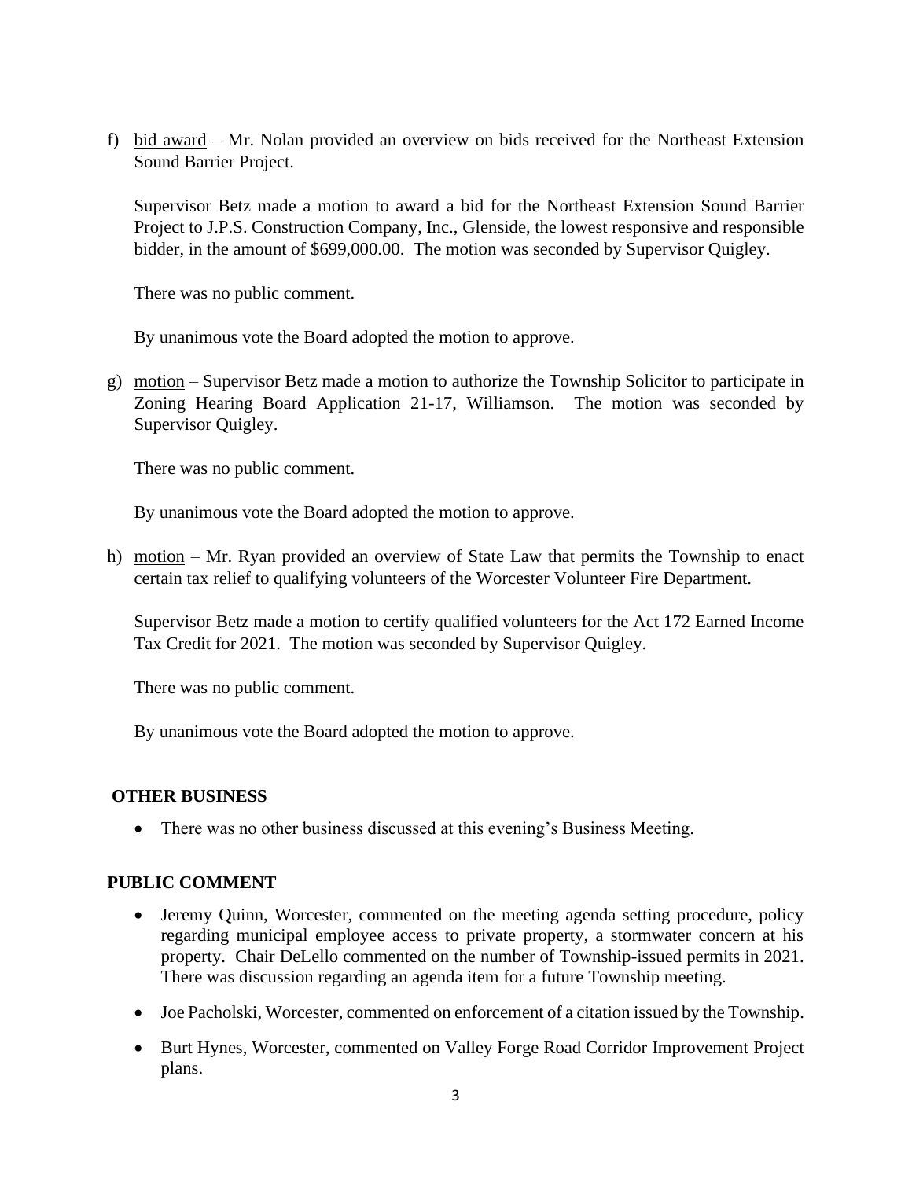f) <u>bid award</u> – Mr. Nolan provided an overview on bids received for the Northeast Extension Sound Barrier Project.

   Supervisor Betz made a motion to award a bid for the Northeast Extension Sound Barrier Project to J.P.S. Construction Company, Inc., Glenside, the lowest responsive and responsible bidder, in the amount of $699,000.00. The motion was seconded by Supervisor Quigley.

   There was no public comment.

   By unanimous vote the Board adopted the motion to approve.

g) <u>motion</u> – Supervisor Betz made a motion to authorize the Township Solicitor to participate in Zoning Hearing Board Application 21-17, Williamson. The motion was seconded by Supervisor Quigley.

   There was no public comment.

   By unanimous vote the Board adopted the motion to approve.

h) <u>motion</u> – Mr. Ryan provided an overview of State Law that permits the Township to enact certain tax relief to qualifying volunteers of the Worcester Volunteer Fire Department.

   Supervisor Betz made a motion to certify qualified volunteers for the Act 172 Earned Income Tax Credit for 2021. The motion was seconded by Supervisor Quigley.

   There was no public comment.

   By unanimous vote the Board adopted the motion to approve.

**OTHER BUSINESS**

- There was no other business discussed at this evening's Business Meeting.

**PUBLIC COMMENT**

- Jeremy Quinn, Worcester, commented on the meeting agenda setting procedure, policy regarding municipal employee access to private property, a stormwater concern at his property. Chair DeLello commented on the number of Township-issued permits in 2021. There was discussion regarding an agenda item for a future Township meeting.
- Joe Pacholski, Worcester, commented on enforcement of a citation issued by the Township.
- Burt Hynes, Worcester, commented on Valley Forge Road Corridor Improvement Project plans.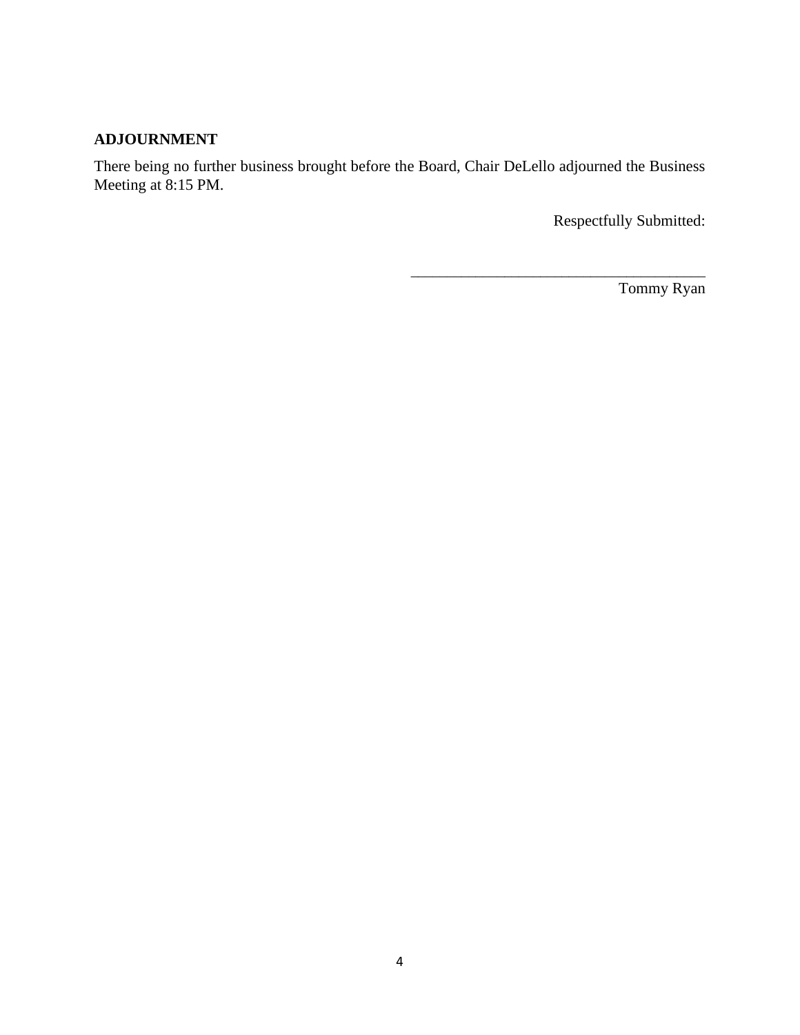**ADJOURNMENT**

There being no further business brought before the Board, Chair DeLello adjourned the Business Meeting at 8:15 PM.

Respectfully Submitted:

\_\_\_\_\_\_\_\_\_\_\_\_\_\_\_\_\_\_\_\_\_\_\_\_\_\_\_\_\_\_\_\_\_\_\_\_\_\_\_\_

Tommy Ryan